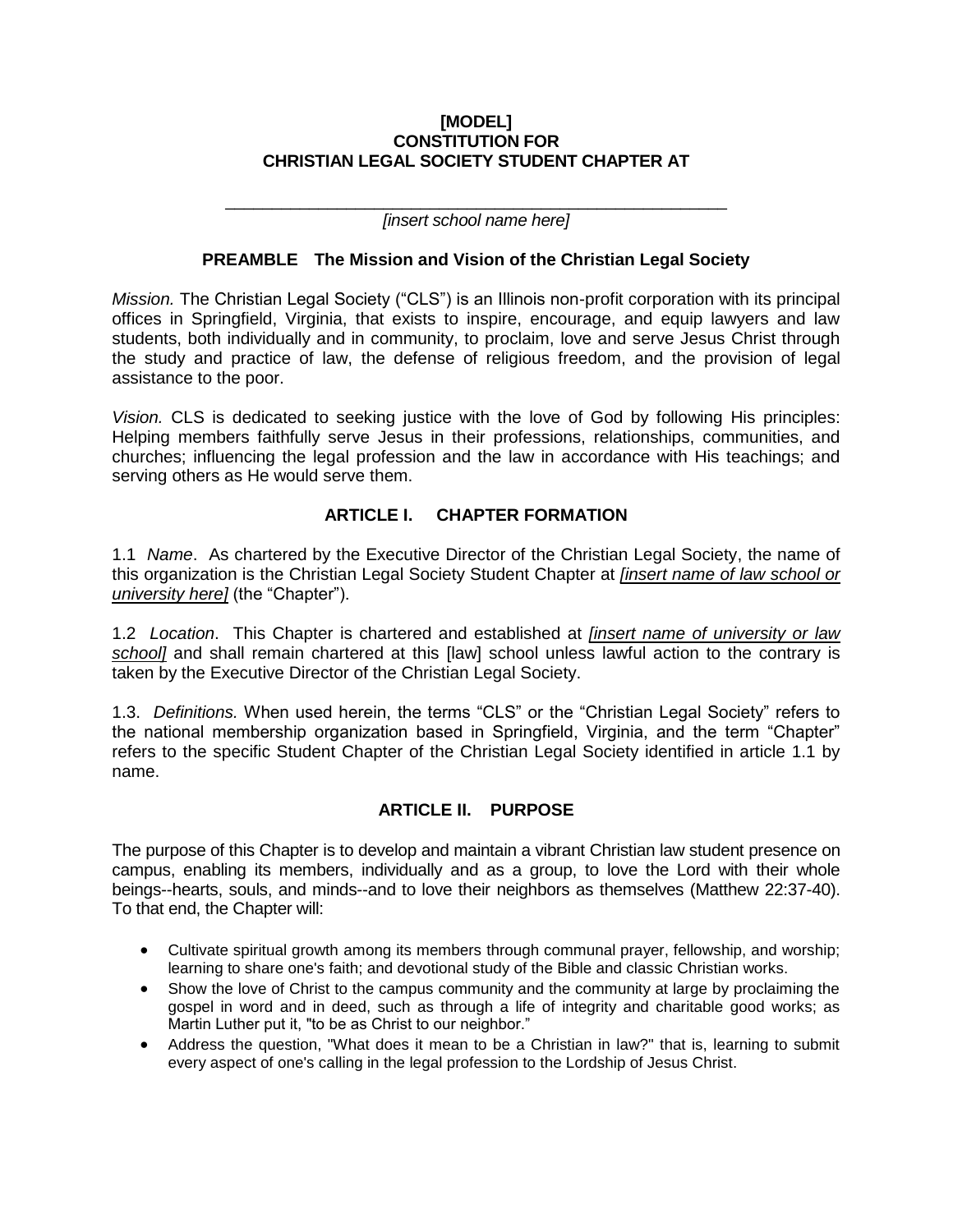**[MODEL]**
**CONSTITUTION FOR**
**CHRISTIAN LEGAL SOCIETY STUDENT CHAPTER AT**

\_\_\_\_\_\_\_\_\_\_\_\_\_\_\_\_\_\_\_\_\_\_\_\_\_\_\_\_\_\_\_\_\_\_\_\_\_\_\_\_\_\_\_\_\_\_\_\_\_\_\_\_

*[insert school name here]*

## PREAMBLE The Mission and Vision of the Christian Legal Society

*Mission.* The Christian Legal Society ("CLS") is an Illinois non-profit corporation with its principal offices in Springfield, Virginia, that exists to inspire, encourage, and equip lawyers and law students, both individually and in community, to proclaim, love and serve Jesus Christ through the study and practice of law, the defense of religious freedom, and the provision of legal assistance to the poor.

*Vision.* CLS is dedicated to seeking justice with the love of God by following His principles: Helping members faithfully serve Jesus in their professions, relationships, communities, and churches; influencing the legal profession and the law in accordance with His teachings; and serving others as He would serve them.

## ARTICLE I. CHAPTER FORMATION

1.1 *Name*. As chartered by the Executive Director of the Christian Legal Society, the name of this organization is the Christian Legal Society Student Chapter at *[insert name of law school or university here]* (the "Chapter").

1.2 *Location*. This Chapter is chartered and established at *[insert name of university or law school]* and shall remain chartered at this [law] school unless lawful action to the contrary is taken by the Executive Director of the Christian Legal Society.

1.3. *Definitions.* When used herein, the terms "CLS" or the "Christian Legal Society" refers to the national membership organization based in Springfield, Virginia, and the term "Chapter" refers to the specific Student Chapter of the Christian Legal Society identified in article 1.1 by name.

## ARTICLE II. PURPOSE

The purpose of this Chapter is to develop and maintain a vibrant Christian law student presence on campus, enabling its members, individually and as a group, to love the Lord with their whole beings--hearts, souls, and minds--and to love their neighbors as themselves (Matthew 22:37-40). To that end, the Chapter will:

- Cultivate spiritual growth among its members through communal prayer, fellowship, and worship; learning to share one's faith; and devotional study of the Bible and classic Christian works.
- Show the love of Christ to the campus community and the community at large by proclaiming the gospel in word and in deed, such as through a life of integrity and charitable good works; as Martin Luther put it, "to be as Christ to our neighbor."
- Address the question, "What does it mean to be a Christian in law?" that is, learning to submit every aspect of one's calling in the legal profession to the Lordship of Jesus Christ.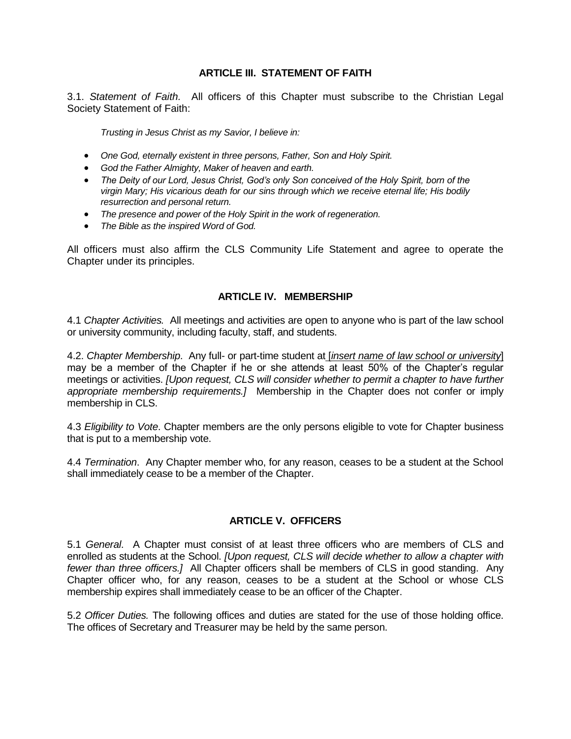## ARTICLE III. STATEMENT OF FAITH

3.1. *Statement of Faith.* All officers of this Chapter must subscribe to the Christian Legal Society Statement of Faith:

*Trusting in Jesus Christ as my Savior, I believe in:*

- *One God, eternally existent in three persons, Father, Son and Holy Spirit.*
- *God the Father Almighty, Maker of heaven and earth.*
- *The Deity of our Lord, Jesus Christ, God's only Son conceived of the Holy Spirit, born of the virgin Mary; His vicarious death for our sins through which we receive eternal life; His bodily resurrection and personal return.*
- *The presence and power of the Holy Spirit in the work of regeneration.*
- *The Bible as the inspired Word of God.*

All officers must also affirm the CLS Community Life Statement and agree to operate the Chapter under its principles.

## ARTICLE IV. MEMBERSHIP

4.1 *Chapter Activities.* All meetings and activities are open to anyone who is part of the law school or university community, including faculty, staff, and students.

4.2. *Chapter Membership*. Any full- or part-time student at [*insert name of law school or university*] may be a member of the Chapter if he or she attends at least 50% of the Chapter's regular meetings or activities. *[Upon request, CLS will consider whether to permit a chapter to have further appropriate membership requirements.]* Membership in the Chapter does not confer or imply membership in CLS.

4.3 *Eligibility to Vote*. Chapter members are the only persons eligible to vote for Chapter business that is put to a membership vote.

4.4 *Termination*. Any Chapter member who, for any reason, ceases to be a student at the School shall immediately cease to be a member of the Chapter.

## ARTICLE V. OFFICERS

5.1 *General*. A Chapter must consist of at least three officers who are members of CLS and enrolled as students at the School. *[Upon request, CLS will decide whether to allow a chapter with fewer than three officers.]* All Chapter officers shall be members of CLS in good standing. Any Chapter officer who, for any reason, ceases to be a student at the School or whose CLS membership expires shall immediately cease to be an officer of the Chapter.

5.2 *Officer Duties.* The following offices and duties are stated for the use of those holding office. The offices of Secretary and Treasurer may be held by the same person.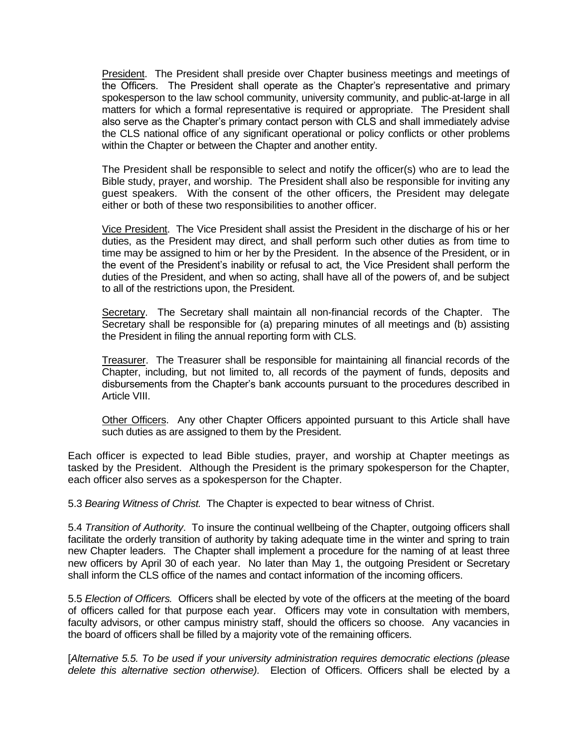<u>President</u>. The President shall preside over Chapter business meetings and meetings of the Officers. The President shall operate as the Chapter's representative and primary spokesperson to the law school community, university community, and public-at-large in all matters for which a formal representative is required or appropriate. The President shall also serve as the Chapter's primary contact person with CLS and shall immediately advise the CLS national office of any significant operational or policy conflicts or other problems within the Chapter or between the Chapter and another entity.

The President shall be responsible to select and notify the officer(s) who are to lead the Bible study, prayer, and worship. The President shall also be responsible for inviting any guest speakers. With the consent of the other officers, the President may delegate either or both of these two responsibilities to another officer.

<u>Vice President</u>. The Vice President shall assist the President in the discharge of his or her duties, as the President may direct, and shall perform such other duties as from time to time may be assigned to him or her by the President. In the absence of the President, or in the event of the President's inability or refusal to act, the Vice President shall perform the duties of the President, and when so acting, shall have all of the powers of, and be subject to all of the restrictions upon, the President.

<u>Secretary</u>. The Secretary shall maintain all non-financial records of the Chapter. The Secretary shall be responsible for (a) preparing minutes of all meetings and (b) assisting the President in filing the annual reporting form with CLS.

<u>Treasurer</u>. The Treasurer shall be responsible for maintaining all financial records of the Chapter, including, but not limited to, all records of the payment of funds, deposits and disbursements from the Chapter's bank accounts pursuant to the procedures described in Article VIII.

<u>Other Officers</u>. Any other Chapter Officers appointed pursuant to this Article shall have such duties as are assigned to them by the President.

Each officer is expected to lead Bible studies, prayer, and worship at Chapter meetings as tasked by the President. Although the President is the primary spokesperson for the Chapter, each officer also serves as a spokesperson for the Chapter.

5.3 *Bearing Witness of Christ.* The Chapter is expected to bear witness of Christ.

5.4 *Transition of Authority*. To insure the continual wellbeing of the Chapter, outgoing officers shall facilitate the orderly transition of authority by taking adequate time in the winter and spring to train new Chapter leaders. The Chapter shall implement a procedure for the naming of at least three new officers by April 30 of each year. No later than May 1, the outgoing President or Secretary shall inform the CLS office of the names and contact information of the incoming officers.

5.5 *Election of Officers.* Officers shall be elected by vote of the officers at the meeting of the board of officers called for that purpose each year. Officers may vote in consultation with members, faculty advisors, or other campus ministry staff, should the officers so choose. Any vacancies in the board of officers shall be filled by a majority vote of the remaining officers.

[*Alternative 5.5. To be used if your university administration requires democratic elections (please delete this alternative section otherwise).* Election of Officers. Officers shall be elected by a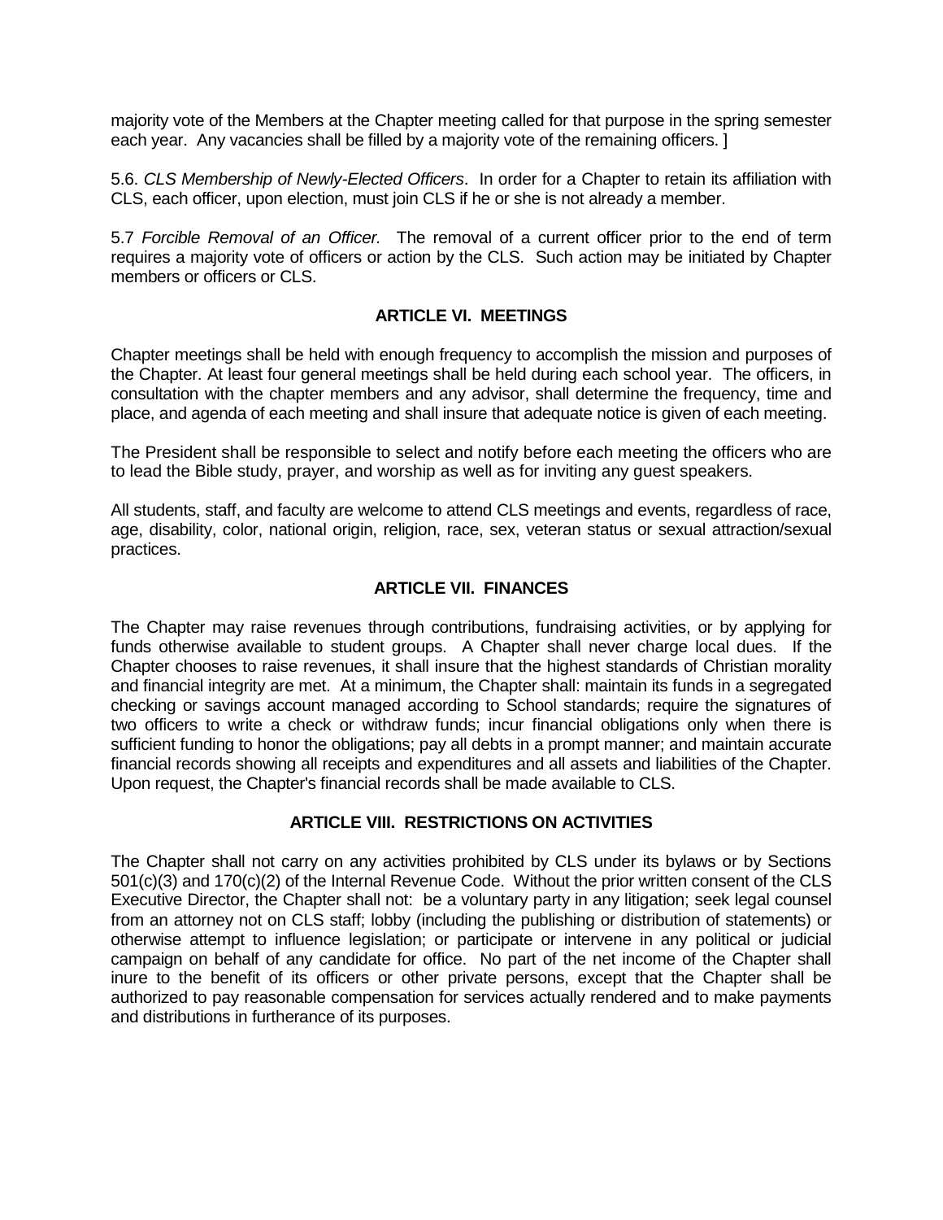majority vote of the Members at the Chapter meeting called for that purpose in the spring semester each year. Any vacancies shall be filled by a majority vote of the remaining officers. ]

5.6. *CLS Membership of Newly-Elected Officers*. In order for a Chapter to retain its affiliation with CLS, each officer, upon election, must join CLS if he or she is not already a member.

5.7 *Forcible Removal of an Officer.* The removal of a current officer prior to the end of term requires a majority vote of officers or action by the CLS. Such action may be initiated by Chapter members or officers or CLS.

## ARTICLE VI. MEETINGS

Chapter meetings shall be held with enough frequency to accomplish the mission and purposes of the Chapter. At least four general meetings shall be held during each school year. The officers, in consultation with the chapter members and any advisor, shall determine the frequency, time and place, and agenda of each meeting and shall insure that adequate notice is given of each meeting.

The President shall be responsible to select and notify before each meeting the officers who are to lead the Bible study, prayer, and worship as well as for inviting any guest speakers.

All students, staff, and faculty are welcome to attend CLS meetings and events, regardless of race, age, disability, color, national origin, religion, race, sex, veteran status or sexual attraction/sexual practices.

## ARTICLE VII. FINANCES

The Chapter may raise revenues through contributions, fundraising activities, or by applying for funds otherwise available to student groups. A Chapter shall never charge local dues. If the Chapter chooses to raise revenues, it shall insure that the highest standards of Christian morality and financial integrity are met. At a minimum, the Chapter shall: maintain its funds in a segregated checking or savings account managed according to School standards; require the signatures of two officers to write a check or withdraw funds; incur financial obligations only when there is sufficient funding to honor the obligations; pay all debts in a prompt manner; and maintain accurate financial records showing all receipts and expenditures and all assets and liabilities of the Chapter. Upon request, the Chapter's financial records shall be made available to CLS.

## ARTICLE VIII. RESTRICTIONS ON ACTIVITIES

The Chapter shall not carry on any activities prohibited by CLS under its bylaws or by Sections 501(c)(3) and 170(c)(2) of the Internal Revenue Code. Without the prior written consent of the CLS Executive Director, the Chapter shall not: be a voluntary party in any litigation; seek legal counsel from an attorney not on CLS staff; lobby (including the publishing or distribution of statements) or otherwise attempt to influence legislation; or participate or intervene in any political or judicial campaign on behalf of any candidate for office. No part of the net income of the Chapter shall inure to the benefit of its officers or other private persons, except that the Chapter shall be authorized to pay reasonable compensation for services actually rendered and to make payments and distributions in furtherance of its purposes.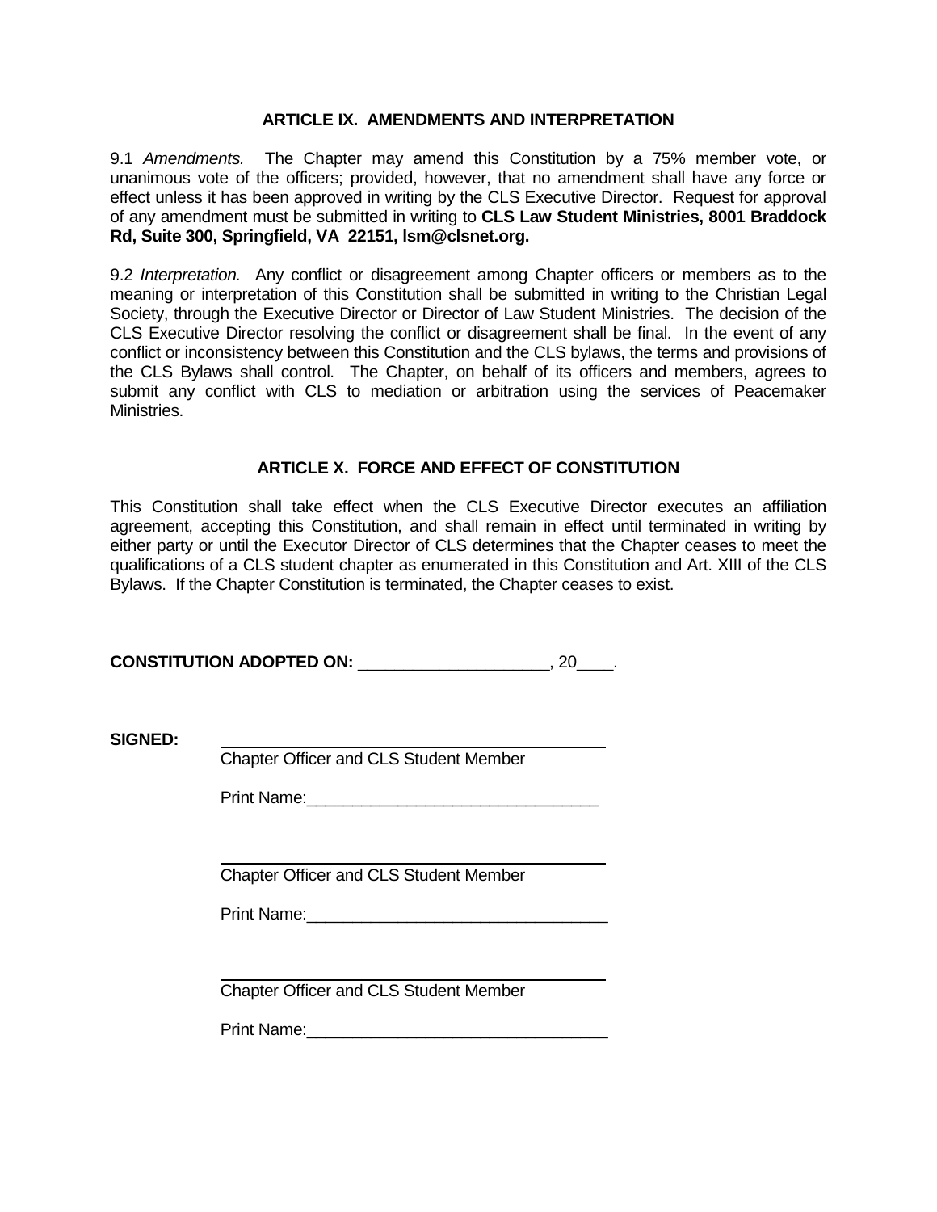## ARTICLE IX. AMENDMENTS AND INTERPRETATION

9.1 *Amendments.* The Chapter may amend this Constitution by a 75% member vote, or unanimous vote of the officers; provided, however, that no amendment shall have any force or effect unless it has been approved in writing by the CLS Executive Director. Request for approval of any amendment must be submitted in writing to **CLS Law Student Ministries, 8001 Braddock Rd, Suite 300, Springfield, VA 22151, lsm@clsnet.org.**

9.2 *Interpretation.* Any conflict or disagreement among Chapter officers or members as to the meaning or interpretation of this Constitution shall be submitted in writing to the Christian Legal Society, through the Executive Director or Director of Law Student Ministries. The decision of the CLS Executive Director resolving the conflict or disagreement shall be final. In the event of any conflict or inconsistency between this Constitution and the CLS bylaws, the terms and provisions of the CLS Bylaws shall control. The Chapter, on behalf of its officers and members, agrees to submit any conflict with CLS to mediation or arbitration using the services of Peacemaker Ministries.

## ARTICLE X. FORCE AND EFFECT OF CONSTITUTION

This Constitution shall take effect when the CLS Executive Director executes an affiliation agreement, accepting this Constitution, and shall remain in effect until terminated in writing by either party or until the Executor Director of CLS determines that the Chapter ceases to meet the qualifications of a CLS student chapter as enumerated in this Constitution and Art. XIII of the CLS Bylaws. If the Chapter Constitution is terminated, the Chapter ceases to exist.

**CONSTITUTION ADOPTED ON:** ____________________, 20____.

**SIGNED:**

________________________________________
Chapter Officer and CLS Student Member

Print Name:________________________________

________________________________________
Chapter Officer and CLS Student Member

Print Name:________________________________

________________________________________
Chapter Officer and CLS Student Member

Print Name:________________________________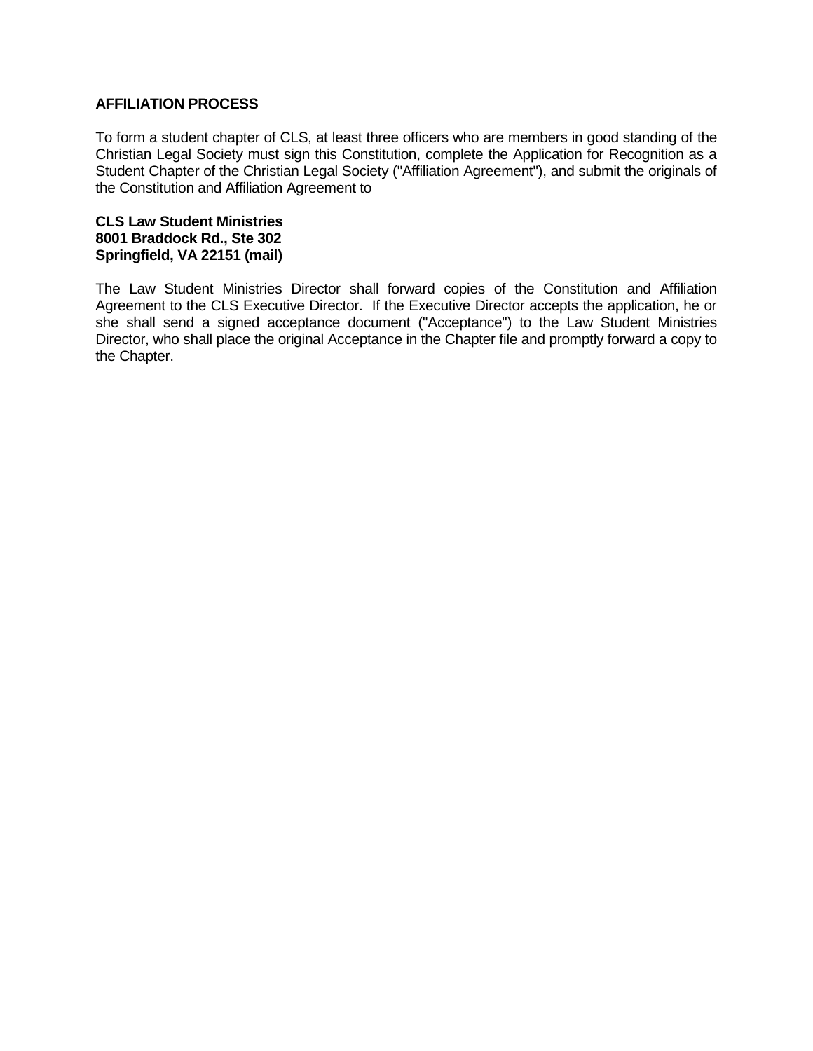**AFFILIATION PROCESS**

To form a student chapter of CLS, at least three officers who are members in good standing of the Christian Legal Society must sign this Constitution, complete the Application for Recognition as a Student Chapter of the Christian Legal Society ("Affiliation Agreement"), and submit the originals of the Constitution and Affiliation Agreement to

**CLS Law Student Ministries**
**8001 Braddock Rd., Ste 302**
**Springfield, VA 22151 (mail)**

The Law Student Ministries Director shall forward copies of the Constitution and Affiliation Agreement to the CLS Executive Director. If the Executive Director accepts the application, he or she shall send a signed acceptance document ("Acceptance") to the Law Student Ministries Director, who shall place the original Acceptance in the Chapter file and promptly forward a copy to the Chapter.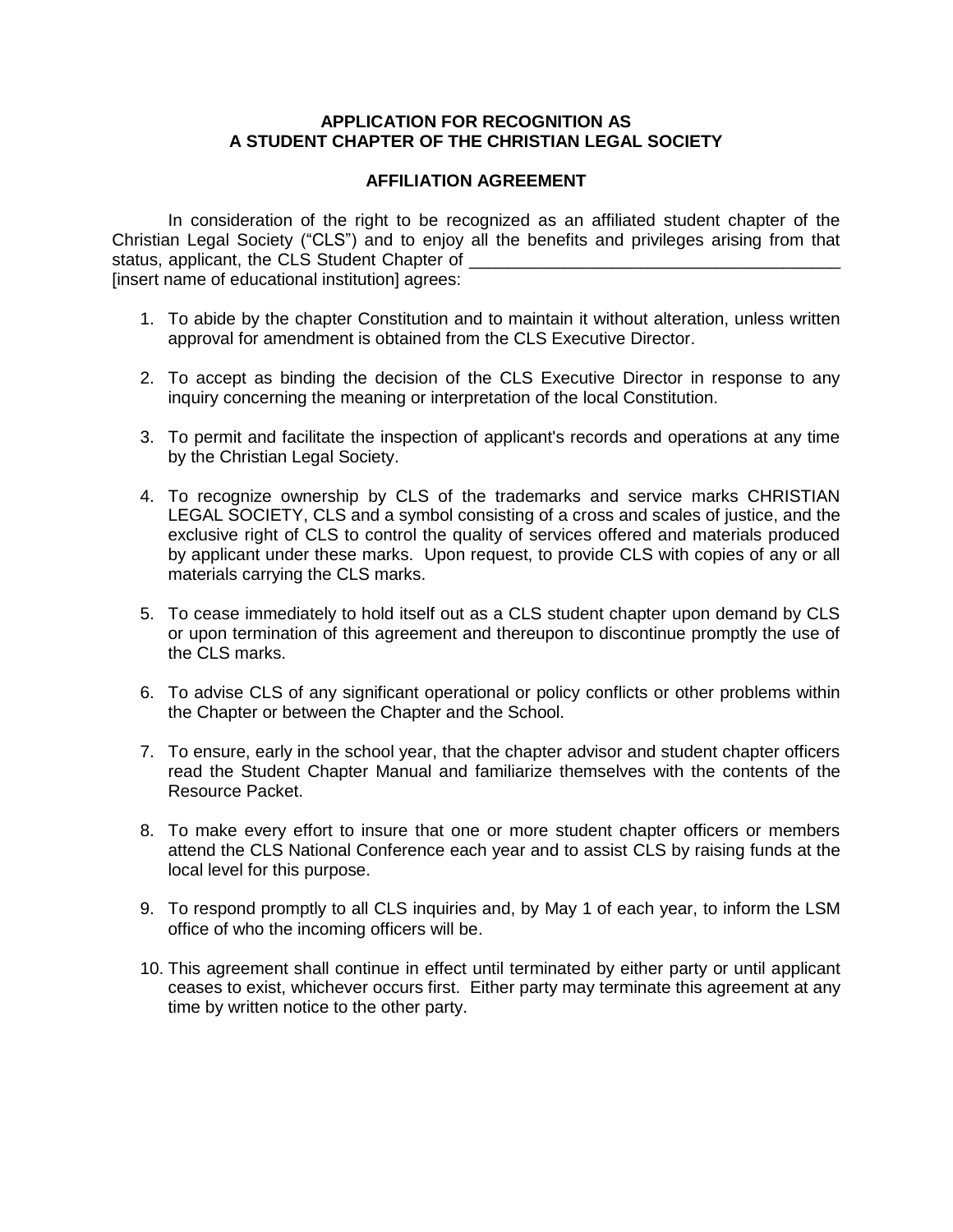**APPLICATION FOR RECOGNITION AS**
**A STUDENT CHAPTER OF THE CHRISTIAN LEGAL SOCIETY**

**AFFILIATION AGREEMENT**

In consideration of the right to be recognized as an affiliated student chapter of the Christian Legal Society ("CLS") and to enjoy all the benefits and privileges arising from that status, applicant, the CLS Student Chapter of _______________________________________ [insert name of educational institution] agrees:

1. To abide by the chapter Constitution and to maintain it without alteration, unless written approval for amendment is obtained from the CLS Executive Director.

2. To accept as binding the decision of the CLS Executive Director in response to any inquiry concerning the meaning or interpretation of the local Constitution.

3. To permit and facilitate the inspection of applicant's records and operations at any time by the Christian Legal Society.

4. To recognize ownership by CLS of the trademarks and service marks CHRISTIAN LEGAL SOCIETY, CLS and a symbol consisting of a cross and scales of justice, and the exclusive right of CLS to control the quality of services offered and materials produced by applicant under these marks. Upon request, to provide CLS with copies of any or all materials carrying the CLS marks.

5. To cease immediately to hold itself out as a CLS student chapter upon demand by CLS or upon termination of this agreement and thereupon to discontinue promptly the use of the CLS marks.

6. To advise CLS of any significant operational or policy conflicts or other problems within the Chapter or between the Chapter and the School.

7. To ensure, early in the school year, that the chapter advisor and student chapter officers read the Student Chapter Manual and familiarize themselves with the contents of the Resource Packet.

8. To make every effort to insure that one or more student chapter officers or members attend the CLS National Conference each year and to assist CLS by raising funds at the local level for this purpose.

9. To respond promptly to all CLS inquiries and, by May 1 of each year, to inform the LSM office of who the incoming officers will be.

10. This agreement shall continue in effect until terminated by either party or until applicant ceases to exist, whichever occurs first. Either party may terminate this agreement at any time by written notice to the other party.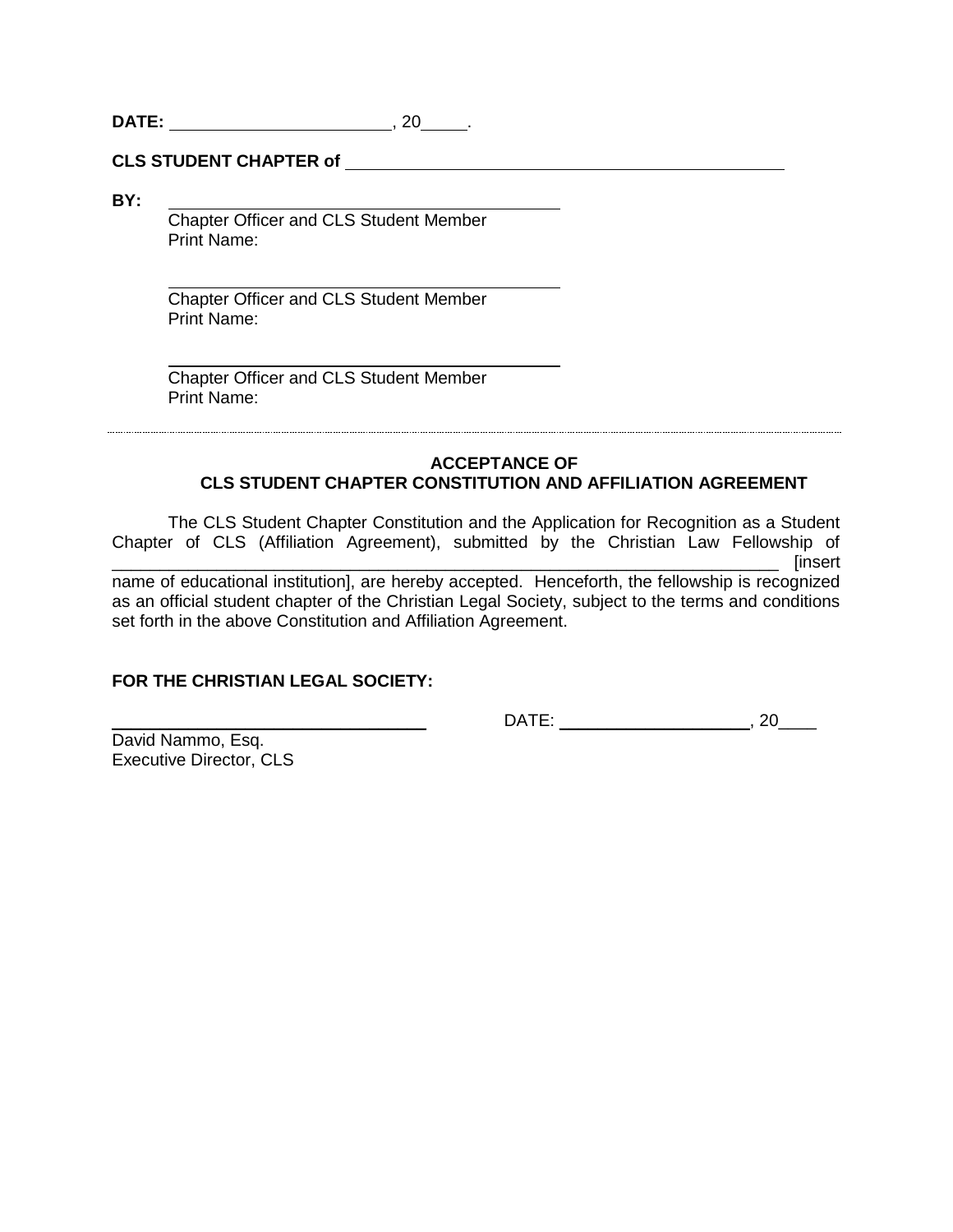**DATE:** ______________________, 20_____.

**CLS STUDENT CHAPTER of** _____________________________________________

**BY:** _________________________________________
Chapter Officer and CLS Student Member
Print Name:

_________________________________________
Chapter Officer and CLS Student Member
Print Name:

_________________________________________
Chapter Officer and CLS Student Member
Print Name:

---

**ACCEPTANCE OF**
**CLS STUDENT CHAPTER CONSTITUTION AND AFFILIATION AGREEMENT**

The CLS Student Chapter Constitution and the Application for Recognition as a Student Chapter of CLS (Affiliation Agreement), submitted by the Christian Law Fellowship of _________________________________________________________________________ [insert name of educational institution], are hereby accepted. Henceforth, the fellowship is recognized as an official student chapter of the Christian Legal Society, subject to the terms and conditions set forth in the above Constitution and Affiliation Agreement.

**FOR THE CHRISTIAN LEGAL SOCIETY:**

_________________________________ DATE: ____________________, 20____
David Nammo, Esq.
Executive Director, CLS